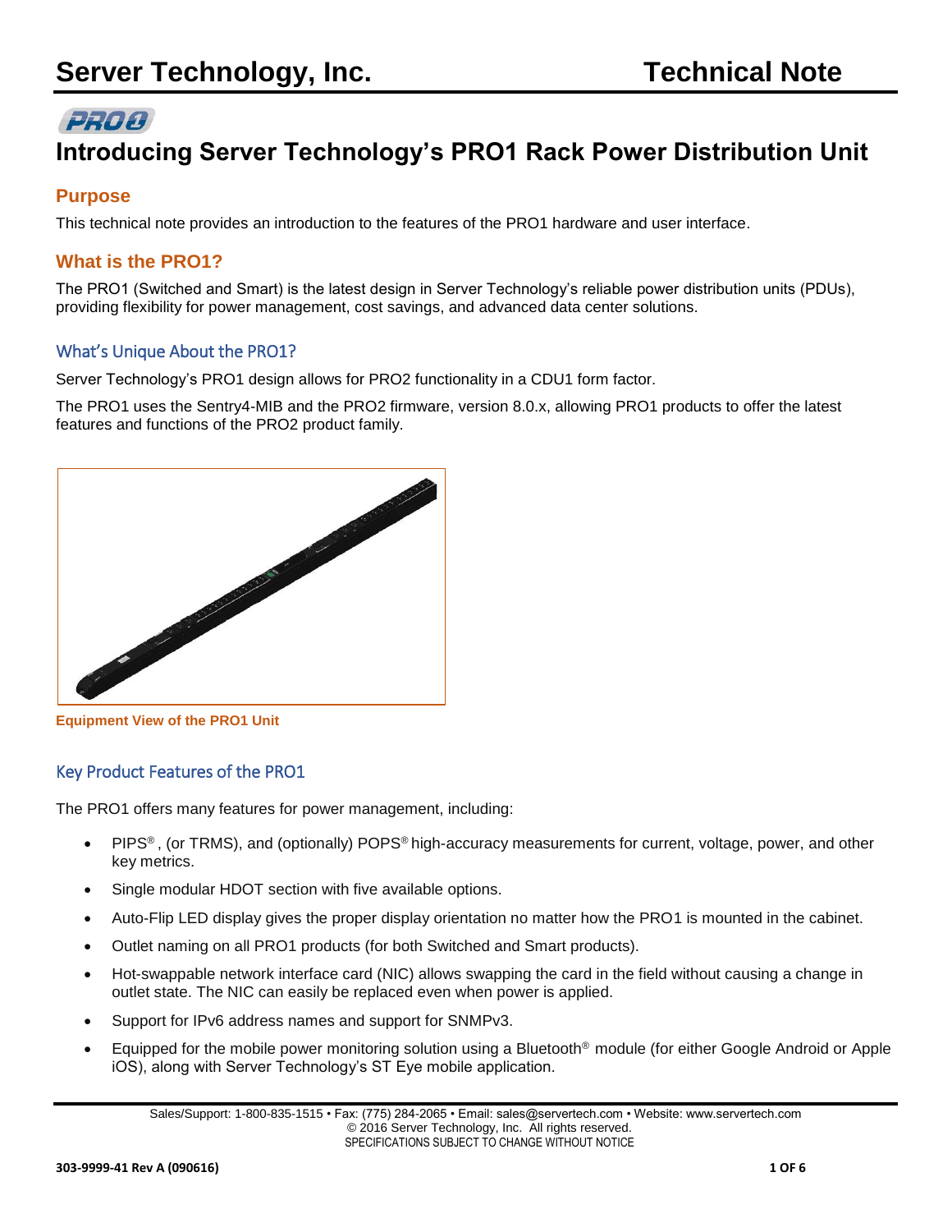# Introducing Server Technology's PRO1 Rack Power Distribution Unit

## Purpose

This technical note provides an introduction to the features of the PRO1 hardware and user interface.

## What is the PRO1?

The PRO1 (Switched and Smart) is the latest design in Server Technology's reliable power distribution units (PDUs), providing flexibility for power management, cost savings, and advanced data center solutions.

### What's Unique About the PRO1?

Server Technology's PRO1 design allows for PRO2 functionality in a CDU1 form factor.

The PRO1 uses the Sentry4-MIB and the PRO2 firmware, version 8.0.x, allowing PRO1 products to offer the latest features and functions of the PRO2 product family.

**Equipment View of the PRO1 Unit**

### Key Product Features of the PRO1

The PRO1 offers many features for power management, including:

- PIPS®, (or TRMS), and (optionally) POPS® high-accuracy measurements for current, voltage, power, and other key metrics.
- Single modular HDOT section with five available options.
- Auto-Flip LED display gives the proper display orientation no matter how the PRO1 is mounted in the cabinet.
- Outlet naming on all PRO1 products (for both Switched and Smart products).
- Hot-swappable network interface card (NIC) allows swapping the card in the field without causing a change in outlet state. The NIC can easily be replaced even when power is applied.
- Support for IPv6 address names and support for SNMPv3.
- Equipped for the mobile power monitoring solution using a Bluetooth® module (for either Google Android or Apple iOS), along with Server Technology's ST Eye mobile application.

Sales/Support: 1-800-835-1515 • Fax: (775) 284-2065 • Email: sales@servertech.com • Website: www.servertech.com
© 2016 Server Technology, Inc. All rights reserved.
SPECIFICATIONS SUBJECT TO CHANGE WITHOUT NOTICE

303-9999-41 Rev A (090616)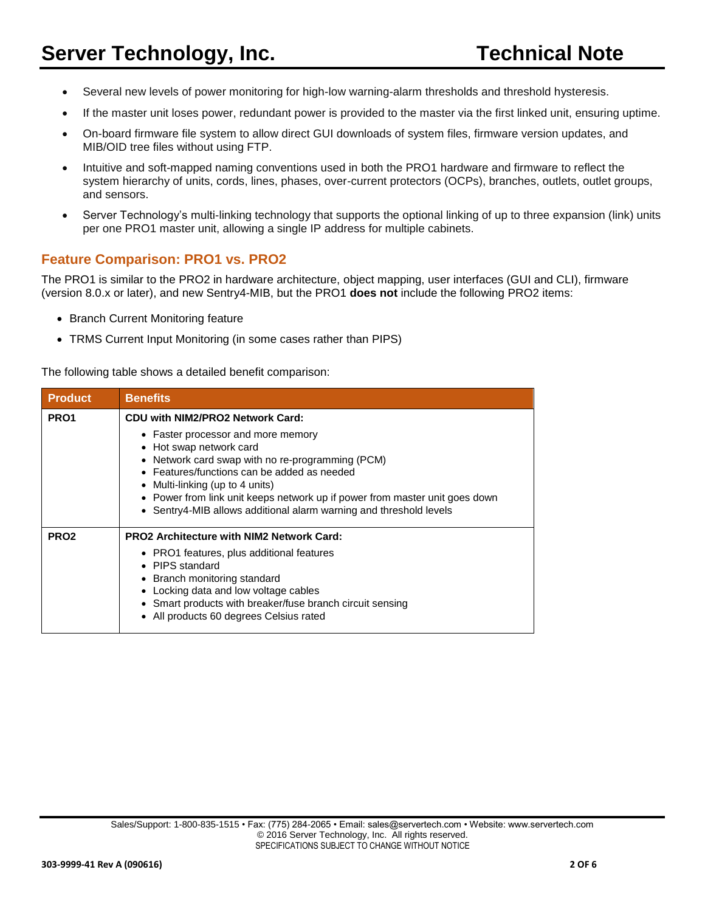- Several new levels of power monitoring for high-low warning-alarm thresholds and threshold hysteresis.
- If the master unit loses power, redundant power is provided to the master via the first linked unit, ensuring uptime.
- On-board firmware file system to allow direct GUI downloads of system files, firmware version updates, and MIB/OID tree files without using FTP.
- Intuitive and soft-mapped naming conventions used in both the PRO1 hardware and firmware to reflect the system hierarchy of units, cords, lines, phases, over-current protectors (OCPs), branches, outlets, outlet groups, and sensors.
- Server Technology's multi-linking technology that supports the optional linking of up to three expansion (link) units per one PRO1 master unit, allowing a single IP address for multiple cabinets.

## Feature Comparison: PRO1 vs. PRO2

The PRO1 is similar to the PRO2 in hardware architecture, object mapping, user interfaces (GUI and CLI), firmware (version 8.0.x or later), and new Sentry4-MIB, but the PRO1 **does not** include the following PRO2 items:

- Branch Current Monitoring feature
- TRMS Current Input Monitoring (in some cases rather than PIPS)

The following table shows a detailed benefit comparison:

| Product | Benefits |
|---|---|
| **PRO1** | **CDU with NIM2/PRO2 Network Card:**<br>• Faster processor and more memory<br>• Hot swap network card<br>• Network card swap with no re-programming (PCM)<br>• Features/functions can be added as needed<br>• Multi-linking (up to 4 units)<br>• Power from link unit keeps network up if power from master unit goes down<br>• Sentry4-MIB allows additional alarm warning and threshold levels |
| **PRO2** | **PRO2 Architecture with NIM2 Network Card:**<br>• PRO1 features, plus additional features<br>• PIPS standard<br>• Branch monitoring standard<br>• Locking data and low voltage cables<br>• Smart products with breaker/fuse branch circuit sensing<br>• All products 60 degrees Celsius rated |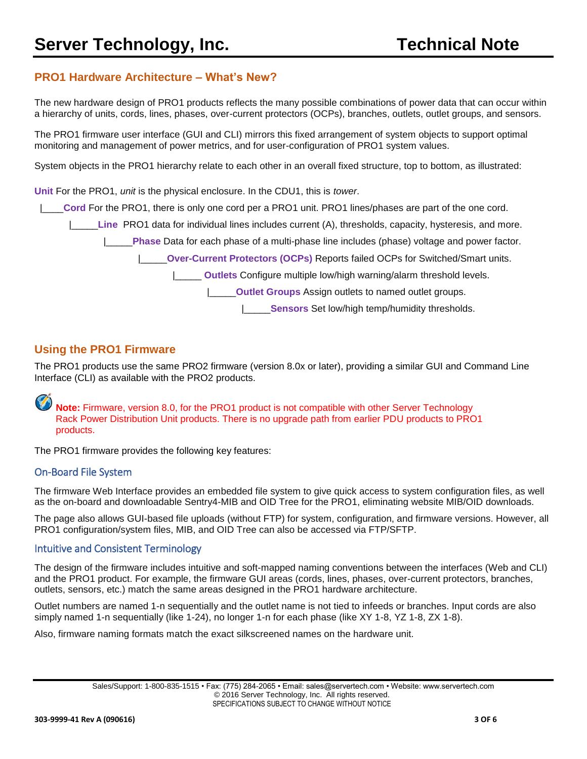## PRO1 Hardware Architecture – What's New?

The new hardware design of PRO1 products reflects the many possible combinations of power data that can occur within a hierarchy of units, cords, lines, phases, over-current protectors (OCPs), branches, outlets, outlet groups, and sensors.

The PRO1 firmware user interface (GUI and CLI) mirrors this fixed arrangement of system objects to support optimal monitoring and management of power metrics, and for user-configuration of PRO1 system values.

System objects in the PRO1 hierarchy relate to each other in an overall fixed structure, top to bottom, as illustrated:

**Unit** For the PRO1, *unit* is the physical enclosure. In the CDU1, this is *tower*.

|____**Cord** For the PRO1, there is only one cord per a PRO1 unit. PRO1 lines/phases are part of the one cord.

|_____**Line** PRO1 data for individual lines includes current (A), thresholds, capacity, hysteresis, and more.

|_____**Phase** Data for each phase of a multi-phase line includes (phase) voltage and power factor.

|_____**Over-Current Protectors (OCPs)** Reports failed OCPs for Switched/Smart units.

|_____ **Outlets** Configure multiple low/high warning/alarm threshold levels.

|_____**Outlet Groups** Assign outlets to named outlet groups.

|_____**Sensors** Set low/high temp/humidity thresholds.

## Using the PRO1 Firmware

The PRO1 products use the same PRO2 firmware (version 8.0x or later), providing a similar GUI and Command Line Interface (CLI) as available with the PRO2 products.

**Note:** Firmware, version 8.0, for the PRO1 product is not compatible with other Server Technology Rack Power Distribution Unit products. There is no upgrade path from earlier PDU products to PRO1 products.

The PRO1 firmware provides the following key features:

### On-Board File System

The firmware Web Interface provides an embedded file system to give quick access to system configuration files, as well as the on-board and downloadable Sentry4-MIB and OID Tree for the PRO1, eliminating website MIB/OID downloads.

The page also allows GUI-based file uploads (without FTP) for system, configuration, and firmware versions. However, all PRO1 configuration/system files, MIB, and OID Tree can also be accessed via FTP/SFTP.

### Intuitive and Consistent Terminology

The design of the firmware includes intuitive and soft-mapped naming conventions between the interfaces (Web and CLI) and the PRO1 product. For example, the firmware GUI areas (cords, lines, phases, over-current protectors, branches, outlets, sensors, etc.) match the same areas designed in the PRO1 hardware architecture.

Outlet numbers are named 1-n sequentially and the outlet name is not tied to infeeds or branches. Input cords are also simply named 1-n sequentially (like 1-24), no longer 1-n for each phase (like XY 1-8, YZ 1-8, ZX 1-8).

Also, firmware naming formats match the exact silkscreened names on the hardware unit.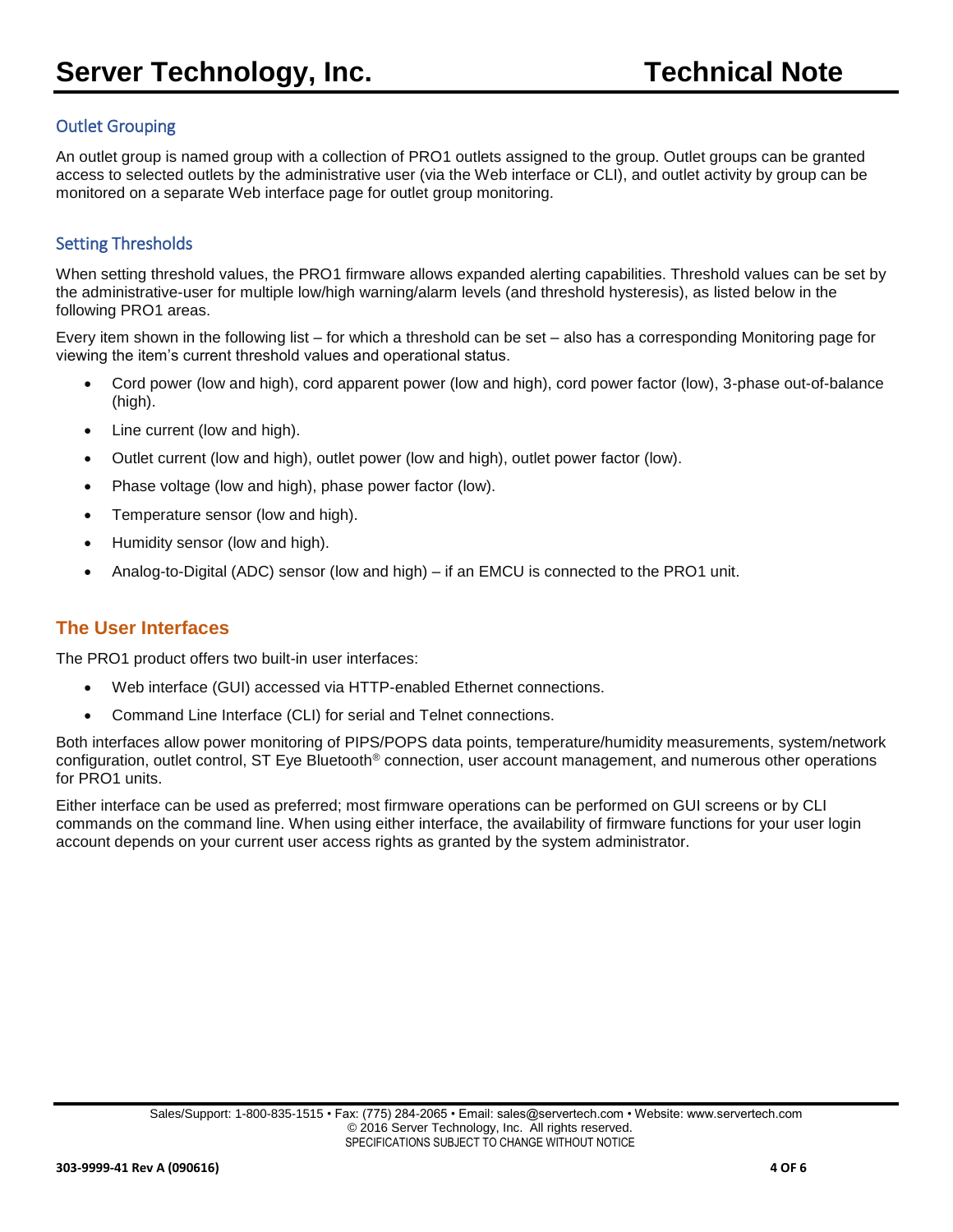## Outlet Grouping

An outlet group is named group with a collection of PRO1 outlets assigned to the group. Outlet groups can be granted access to selected outlets by the administrative user (via the Web interface or CLI), and outlet activity by group can be monitored on a separate Web interface page for outlet group monitoring.

## Setting Thresholds

When setting threshold values, the PRO1 firmware allows expanded alerting capabilities. Threshold values can be set by the administrative-user for multiple low/high warning/alarm levels (and threshold hysteresis), as listed below in the following PRO1 areas.

Every item shown in the following list – for which a threshold can be set – also has a corresponding Monitoring page for viewing the item's current threshold values and operational status.

- Cord power (low and high), cord apparent power (low and high), cord power factor (low), 3-phase out-of-balance (high).
- Line current (low and high).
- Outlet current (low and high), outlet power (low and high), outlet power factor (low).
- Phase voltage (low and high), phase power factor (low).
- Temperature sensor (low and high).
- Humidity sensor (low and high).
- Analog-to-Digital (ADC) sensor (low and high) – if an EMCU is connected to the PRO1 unit.

# The User Interfaces

The PRO1 product offers two built-in user interfaces:

- Web interface (GUI) accessed via HTTP-enabled Ethernet connections.
- Command Line Interface (CLI) for serial and Telnet connections.

Both interfaces allow power monitoring of PIPS/POPS data points, temperature/humidity measurements, system/network configuration, outlet control, ST Eye Bluetooth® connection, user account management, and numerous other operations for PRO1 units.

Either interface can be used as preferred; most firmware operations can be performed on GUI screens or by CLI commands on the command line. When using either interface, the availability of firmware functions for your user login account depends on your current user access rights as granted by the system administrator.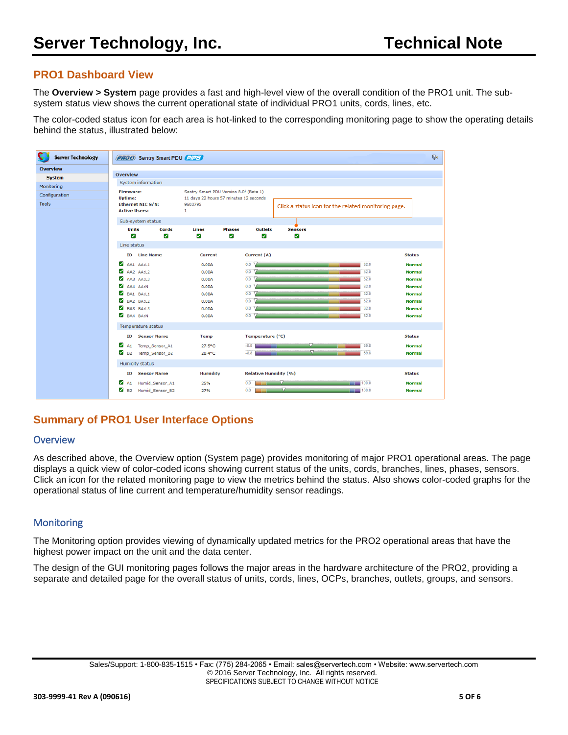## PRO1 Dashboard View

The **Overview > System** page provides a fast and high-level view of the overall condition of the PRO1 unit. The sub-system status view shows the current operational state of individual PRO1 units, cords, lines, etc.

The color-coded status icon for each area is hot-linked to the corresponding monitoring page to show the operating details behind the status, illustrated below:

## Summary of PRO1 User Interface Options

### Overview

As described above, the Overview option (System page) provides monitoring of major PRO1 operational areas. The page displays a quick view of color-coded icons showing current status of the units, cords, branches, lines, phases, sensors. Click an icon for the related monitoring page to view the metrics behind the status. Also shows color-coded graphs for the operational status of line current and temperature/humidity sensor readings.

### Monitoring

The Monitoring option provides viewing of dynamically updated metrics for the PRO2 operational areas that have the highest power impact on the unit and the data center.

The design of the GUI monitoring pages follows the major areas in the hardware architecture of the PRO2, providing a separate and detailed page for the overall status of units, cords, lines, OCPs, branches, outlets, groups, and sensors.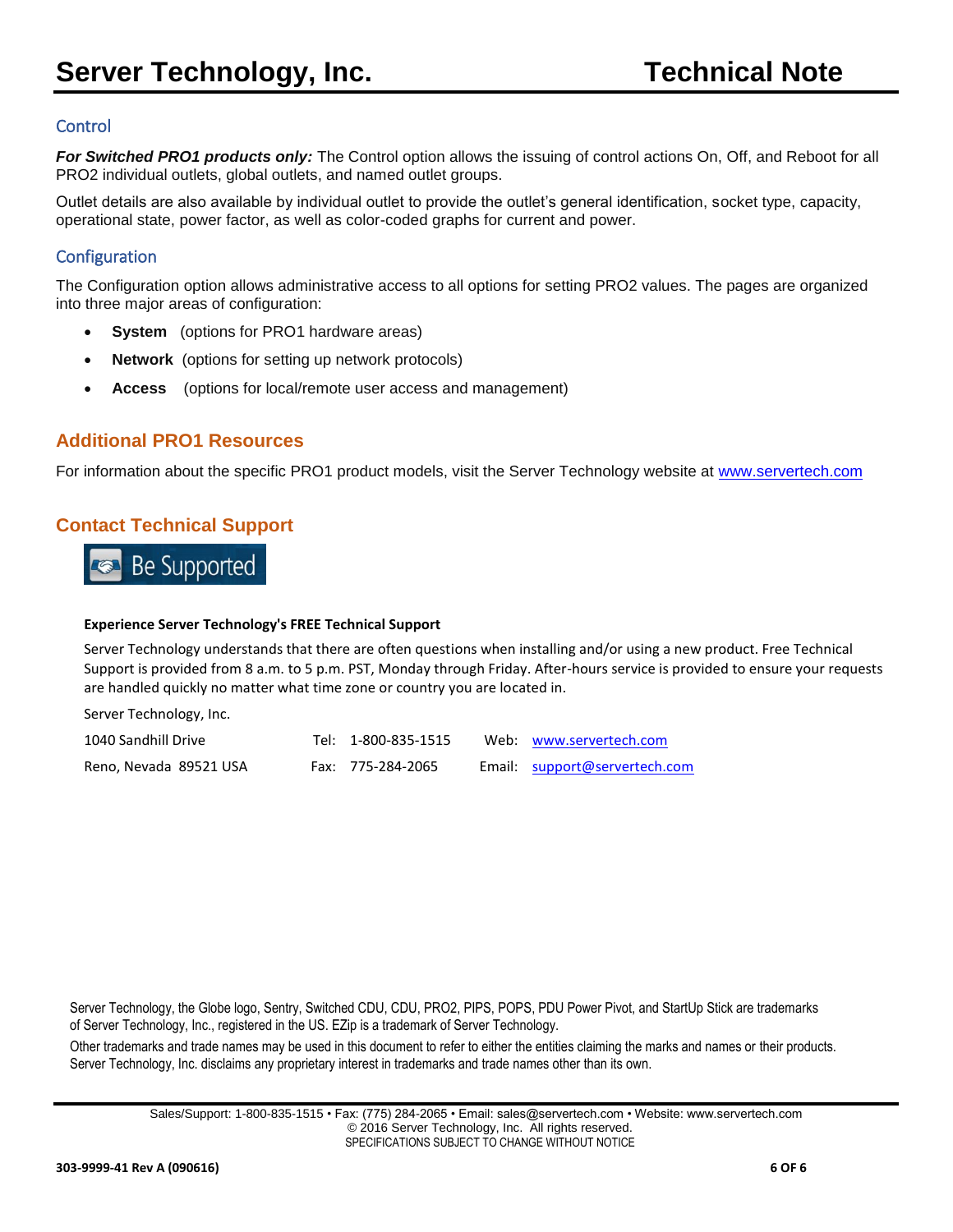## Control

***For Switched PRO1 products only:*** The Control option allows the issuing of control actions On, Off, and Reboot for all PRO2 individual outlets, global outlets, and named outlet groups.

Outlet details are also available by individual outlet to provide the outlet's general identification, socket type, capacity, operational state, power factor, as well as color-coded graphs for current and power.

## Configuration

The Configuration option allows administrative access to all options for setting PRO2 values. The pages are organized into three major areas of configuration:

- **System** (options for PRO1 hardware areas)
- **Network** (options for setting up network protocols)
- **Access** (options for local/remote user access and management)

## Additional PRO1 Resources

For information about the specific PRO1 product models, visit the Server Technology website at www.servertech.com

## Contact Technical Support

Be Supported

**Experience Server Technology's FREE Technical Support**

Server Technology understands that there are often questions when installing and/or using a new product. Free Technical Support is provided from 8 a.m. to 5 p.m. PST, Monday through Friday. After-hours service is provided to ensure your requests are handled quickly no matter what time zone or country you are located in.

Server Technology, Inc.

| | | |
|---|---|---|
| 1040 Sandhill Drive | Tel: 1-800-835-1515 | Web: www.servertech.com |
| Reno, Nevada 89521 USA | Fax: 775-284-2065 | Email: support@servertech.com |

Server Technology, the Globe logo, Sentry, Switched CDU, CDU, PRO2, PIPS, POPS, PDU Power Pivot, and StartUp Stick are trademarks of Server Technology, Inc., registered in the US. EZip is a trademark of Server Technology.

Other trademarks and trade names may be used in this document to refer to either the entities claiming the marks and names or their products. Server Technology, Inc. disclaims any proprietary interest in trademarks and trade names other than its own.

Sales/Support: 1-800-835-1515 • Fax: (775) 284-2065 • Email: sales@servertech.com • Website: www.servertech.com
© 2016 Server Technology, Inc. All rights reserved.
SPECIFICATIONS SUBJECT TO CHANGE WITHOUT NOTICE

303-9999-41 Rev A (090616)